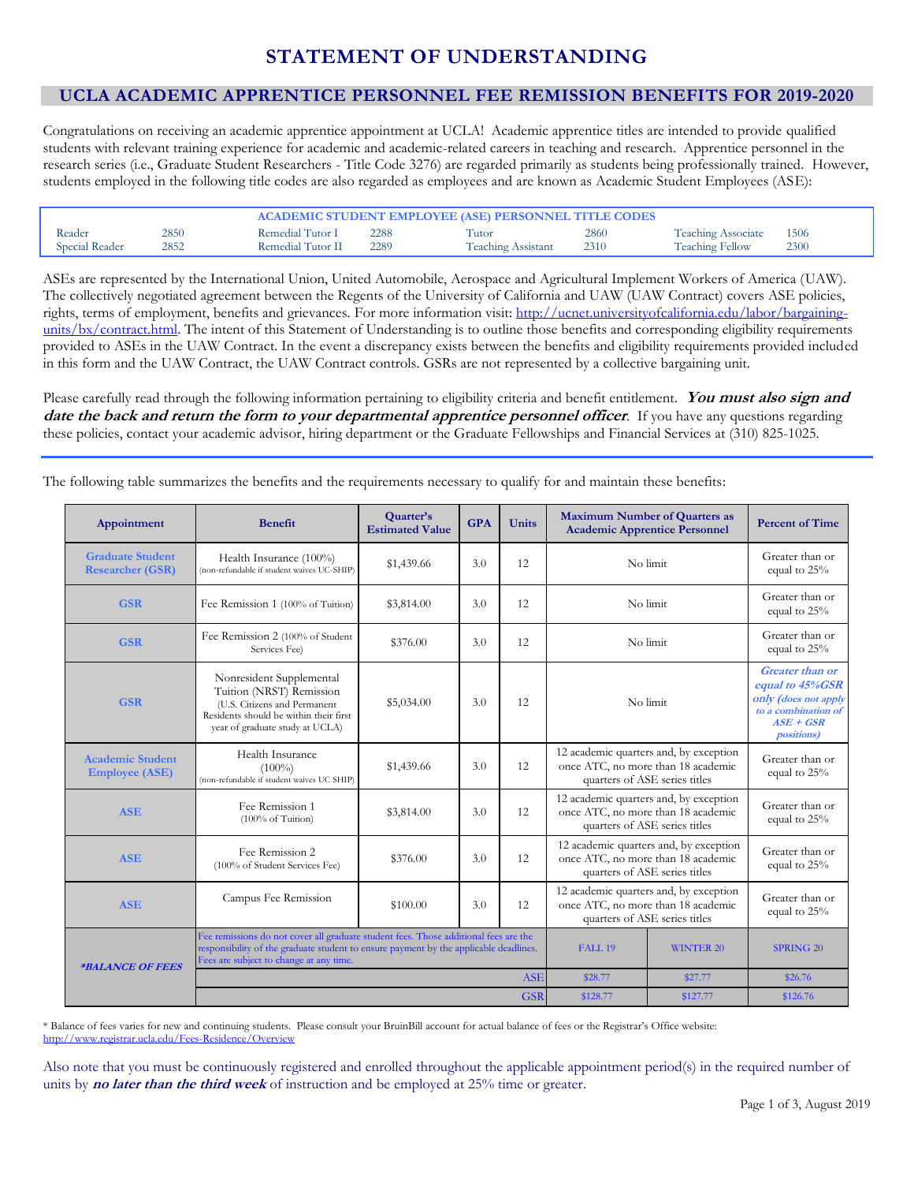# STATEMENT OF UNDERSTANDING

## UCLA ACADEMIC APPRENTICE PERSONNEL FEE REMISSION BENEFITS FOR 2019-2020

Congratulations on receiving an academic apprentice appointment at UCLA! Academic apprentice titles are intended to provide qualified students with relevant training experience for academic and academic-related careers in teaching and research. Apprentice personnel in the research series (i.e., Graduate Student Researchers - Title Code 3276) are regarded primarily as students being professionally trained. However, students employed in the following title codes are also regarded as employees and are known as Academic Student Employees (ASE):

| ACADEMIC STUDENT EMPLOYEE (ASE) PERSONNEL TITLE CODES | | | | | | | |
|---|---|---|---|---|---|---|---|
| Reader | 2850 | Remedial Tutor I | 2288 | Tutor | 2860 | Teaching Associate | 1506 |
| Special Reader | 2852 | Remedial Tutor II | 2289 | Teaching Assistant | 2310 | Teaching Fellow | 2300 |

ASEs are represented by the International Union, United Automobile, Aerospace and Agricultural Implement Workers of America (UAW). The collectively negotiated agreement between the Regents of the University of California and UAW (UAW Contract) covers ASE policies, rights, terms of employment, benefits and grievances. For more information visit: http://ucnet.universityofcalifornia.edu/labor/bargaining-units/bx/contract.html. The intent of this Statement of Understanding is to outline those benefits and corresponding eligibility requirements provided to ASEs in the UAW Contract. In the event a discrepancy exists between the benefits and eligibility requirements provided included in this form and the UAW Contract, the UAW Contract controls. GSRs are not represented by a collective bargaining unit.

Please carefully read through the following information pertaining to eligibility criteria and benefit entitlement. ***You must also sign and date the back and return the form to your departmental apprentice personnel officer***. If you have any questions regarding these policies, contact your academic advisor, hiring department or the Graduate Fellowships and Financial Services at (310) 825-1025.

---

The following table summarizes the benefits and the requirements necessary to qualify for and maintain these benefits:

| Appointment | Benefit | Quarter's Estimated Value | GPA | Units | Maximum Number of Quarters as Academic Apprentice Personnel | | Percent of Time |
|---|---|---|---|---|---|---|---|
| **Graduate Student Researcher (GSR)** | Health Insurance (100%) (non-refundable if student waives UC-SHIP) | $1,439.66 | 3.0 | 12 | No limit | | Greater than or equal to 25% |
| **GSR** | Fee Remission 1 (100% of Tuition) | $3,814.00 | 3.0 | 12 | No limit | | Greater than or equal to 25% |
| **GSR** | Fee Remission 2 (100% of Student Services Fee) | $376.00 | 3.0 | 12 | No limit | | Greater than or equal to 25% |
| **GSR** | Nonresident Supplemental Tuition (NRST) Remission (U.S. Citizens and Permanent Residents should be within their first year of graduate study at UCLA) | $5,034.00 | 3.0 | 12 | No limit | | ***Greater than or equal to 45%GSR only (does not apply to a combination of ASE + GSR positions)*** |
| **Academic Student Employee (ASE)** | Health Insurance (100%) (non-refundable if student waives UC SHIP) | $1,439.66 | 3.0 | 12 | 12 academic quarters and, by exception once ATC, no more than 18 academic quarters of ASE series titles | | Greater than or equal to 25% |
| **ASE** | Fee Remission 1 (100% of Tuition) | $3,814.00 | 3.0 | 12 | 12 academic quarters and, by exception once ATC, no more than 18 academic quarters of ASE series titles | | Greater than or equal to 25% |
| **ASE** | Fee Remission 2 (100% of Student Services Fee) | $376.00 | 3.0 | 12 | 12 academic quarters and, by exception once ATC, no more than 18 academic quarters of ASE series titles | | Greater than or equal to 25% |
| **ASE** | Campus Fee Remission | $100.00 | 3.0 | 12 | 12 academic quarters and, by exception once ATC, no more than 18 academic quarters of ASE series titles | | Greater than or equal to 25% |
| ***\*BALANCE OF FEES*** | Fee remissions do not cover all graduate student fees. Those additional fees are the responsibility of the graduate student to ensure payment by the applicable deadlines. Fees are subject to change at any time. | | | | FALL 19 | WINTER 20 | SPRING 20 |
| | | | | ASE | $28.77 | $27.77 | $26.76 |
| | | | | GSR | $128.77 | $127.77 | $126.76 |

\* Balance of fees varies for new and continuing students. Please consult your BruinBill account for actual balance of fees or the Registrar's Office website: http://www.registrar.ucla.edu/Fees-Residence/Overview

Also note that you must be continuously registered and enrolled throughout the applicable appointment period(s) in the required number of units by ***no later than the third week*** of instruction and be employed at 25% time or greater.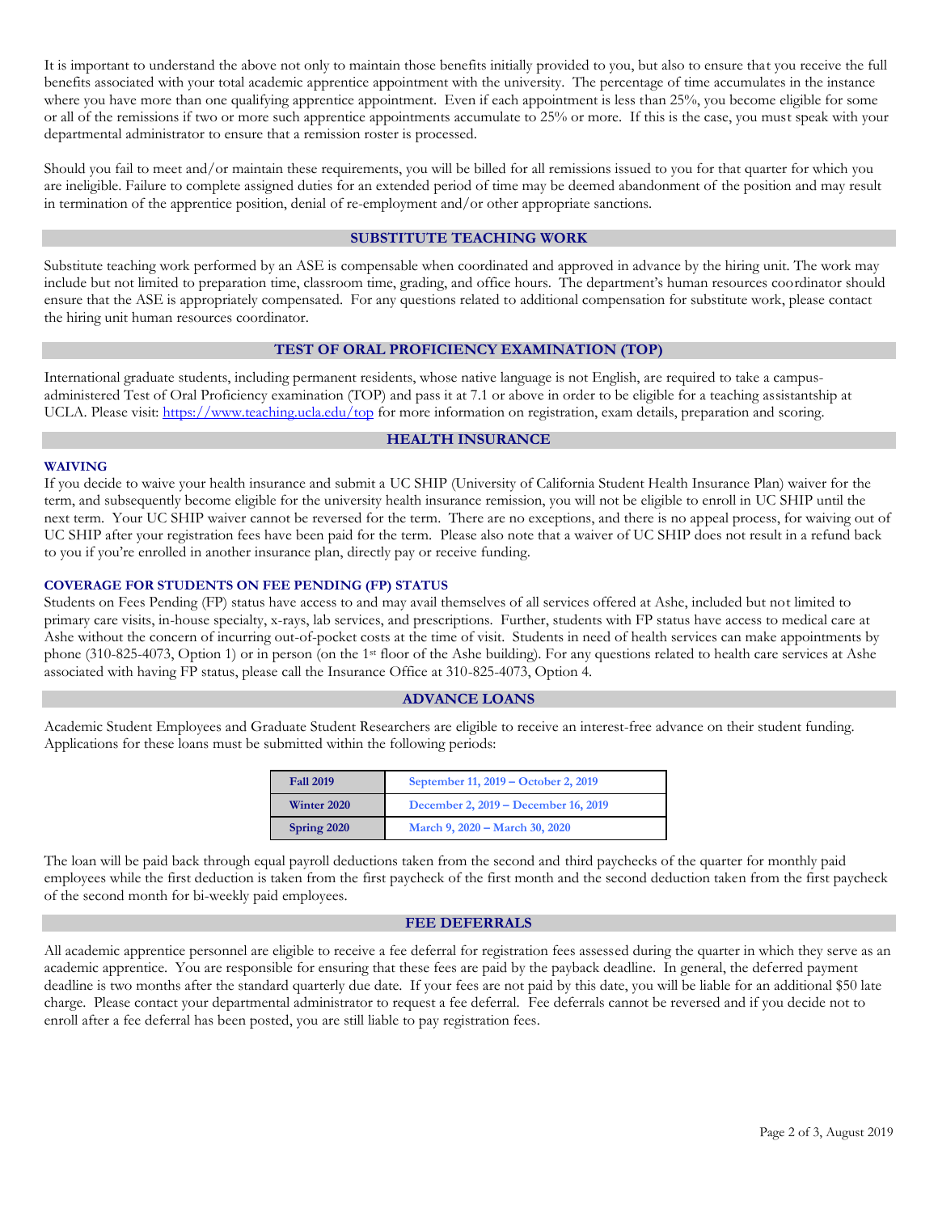It is important to understand the above not only to maintain those benefits initially provided to you, but also to ensure that you receive the full benefits associated with your total academic apprentice appointment with the university. The percentage of time accumulates in the instance where you have more than one qualifying apprentice appointment. Even if each appointment is less than 25%, you become eligible for some or all of the remissions if two or more such apprentice appointments accumulate to 25% or more. If this is the case, you must speak with your departmental administrator to ensure that a remission roster is processed.

Should you fail to meet and/or maintain these requirements, you will be billed for all remissions issued to you for that quarter for which you are ineligible. Failure to complete assigned duties for an extended period of time may be deemed abandonment of the position and may result in termination of the apprentice position, denial of re-employment and/or other appropriate sanctions.

## SUBSTITUTE TEACHING WORK

Substitute teaching work performed by an ASE is compensable when coordinated and approved in advance by the hiring unit. The work may include but not limited to preparation time, classroom time, grading, and office hours. The department's human resources coordinator should ensure that the ASE is appropriately compensated. For any questions related to additional compensation for substitute work, please contact the hiring unit human resources coordinator.

## TEST OF ORAL PROFICIENCY EXAMINATION (TOP)

International graduate students, including permanent residents, whose native language is not English, are required to take a campus-administered Test of Oral Proficiency examination (TOP) and pass it at 7.1 or above in order to be eligible for a teaching assistantship at UCLA. Please visit: https://www.teaching.ucla.edu/top for more information on registration, exam details, preparation and scoring.

## HEALTH INSURANCE

### WAIVING

If you decide to waive your health insurance and submit a UC SHIP (University of California Student Health Insurance Plan) waiver for the term, and subsequently become eligible for the university health insurance remission, you will not be eligible to enroll in UC SHIP until the next term. Your UC SHIP waiver cannot be reversed for the term. There are no exceptions, and there is no appeal process, for waiving out of UC SHIP after your registration fees have been paid for the term. Please also note that a waiver of UC SHIP does not result in a refund back to you if you're enrolled in another insurance plan, directly pay or receive funding.

### COVERAGE FOR STUDENTS ON FEE PENDING (FP) STATUS

Students on Fees Pending (FP) status have access to and may avail themselves of all services offered at Ashe, included but not limited to primary care visits, in-house specialty, x-rays, lab services, and prescriptions. Further, students with FP status have access to medical care at Ashe without the concern of incurring out-of-pocket costs at the time of visit. Students in need of health services can make appointments by phone (310-825-4073, Option 1) or in person (on the 1st floor of the Ashe building). For any questions related to health care services at Ashe associated with having FP status, please call the Insurance Office at 310-825-4073, Option 4.

## ADVANCE LOANS

Academic Student Employees and Graduate Student Researchers are eligible to receive an interest-free advance on their student funding. Applications for these loans must be submitted within the following periods:

| Term | Period |
|---|---|
| Fall 2019 | September 11, 2019 – October 2, 2019 |
| Winter 2020 | December 2, 2019 – December 16, 2019 |
| Spring 2020 | March 9, 2020 – March 30, 2020 |

The loan will be paid back through equal payroll deductions taken from the second and third paychecks of the quarter for monthly paid employees while the first deduction is taken from the first paycheck of the first month and the second deduction taken from the first paycheck of the second month for bi-weekly paid employees.

## FEE DEFERRALS

All academic apprentice personnel are eligible to receive a fee deferral for registration fees assessed during the quarter in which they serve as an academic apprentice. You are responsible for ensuring that these fees are paid by the payback deadline. In general, the deferred payment deadline is two months after the standard quarterly due date. If your fees are not paid by this date, you will be liable for an additional $50 late charge. Please contact your departmental administrator to request a fee deferral. Fee deferrals cannot be reversed and if you decide not to enroll after a fee deferral has been posted, you are still liable to pay registration fees.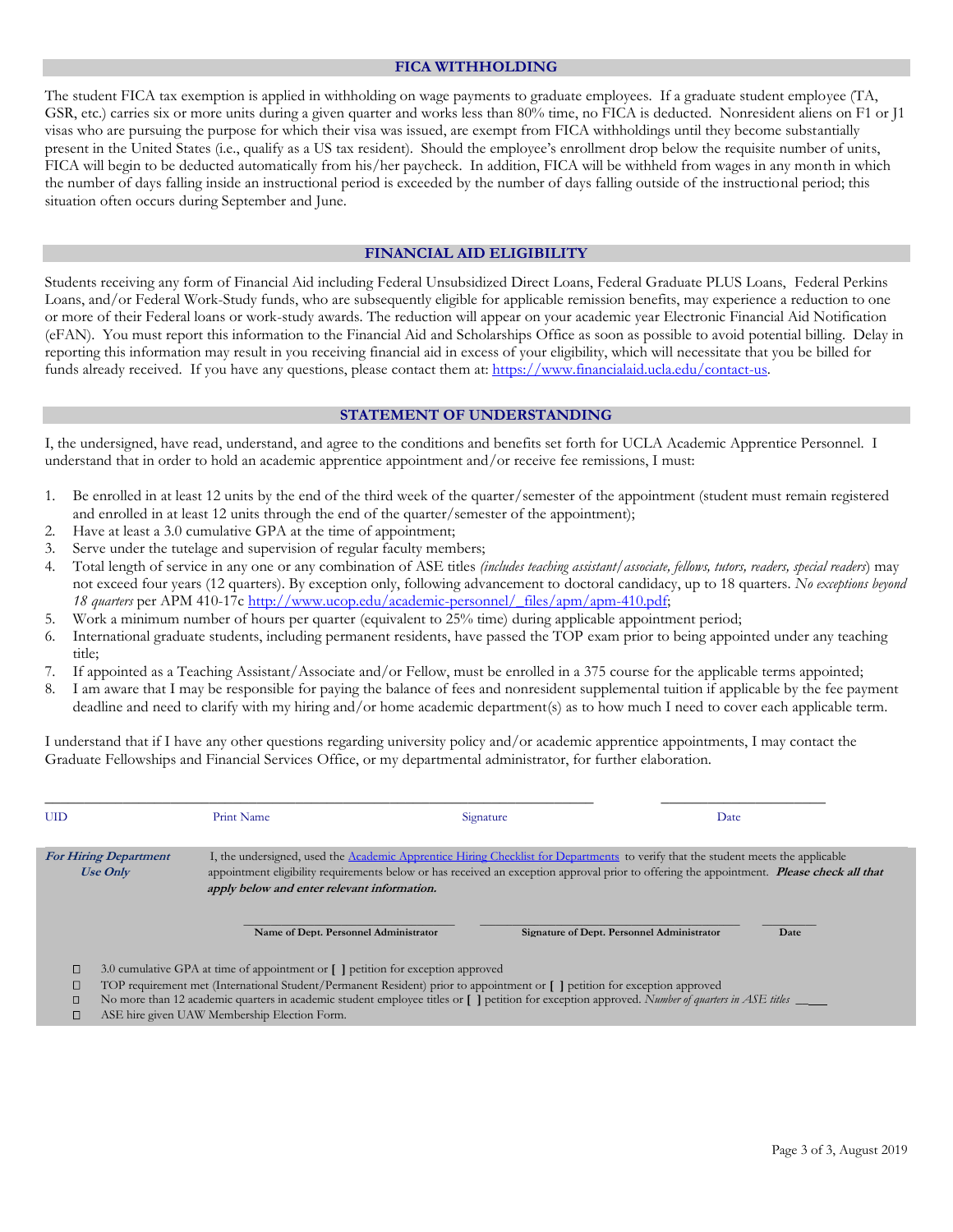## FICA WITHHOLDING

The student FICA tax exemption is applied in withholding on wage payments to graduate employees. If a graduate student employee (TA, GSR, etc.) carries six or more units during a given quarter and works less than 80% time, no FICA is deducted. Nonresident aliens on F1 or J1 visas who are pursuing the purpose for which their visa was issued, are exempt from FICA withholdings until they become substantially present in the United States (i.e., qualify as a US tax resident). Should the employee's enrollment drop below the requisite number of units, FICA will begin to be deducted automatically from his/her paycheck. In addition, FICA will be withheld from wages in any month in which the number of days falling inside an instructional period is exceeded by the number of days falling outside of the instructional period; this situation often occurs during September and June.

## FINANCIAL AID ELIGIBILITY

Students receiving any form of Financial Aid including Federal Unsubsidized Direct Loans, Federal Graduate PLUS Loans, Federal Perkins Loans, and/or Federal Work-Study funds, who are subsequently eligible for applicable remission benefits, may experience a reduction to one or more of their Federal loans or work-study awards. The reduction will appear on your academic year Electronic Financial Aid Notification (eFAN). You must report this information to the Financial Aid and Scholarships Office as soon as possible to avoid potential billing. Delay in reporting this information may result in you receiving financial aid in excess of your eligibility, which will necessitate that you be billed for funds already received. If you have any questions, please contact them at: https://www.financialaid.ucla.edu/contact-us.

## STATEMENT OF UNDERSTANDING

I, the undersigned, have read, understand, and agree to the conditions and benefits set forth for UCLA Academic Apprentice Personnel. I understand that in order to hold an academic apprentice appointment and/or receive fee remissions, I must:

1. Be enrolled in at least 12 units by the end of the third week of the quarter/semester of the appointment (student must remain registered and enrolled in at least 12 units through the end of the quarter/semester of the appointment);
2. Have at least a 3.0 cumulative GPA at the time of appointment;
3. Serve under the tutelage and supervision of regular faculty members;
4. Total length of service in any one or any combination of ASE titles *(includes teaching assistant/associate, fellows, tutors, readers, special readers*) may not exceed four years (12 quarters). By exception only, following advancement to doctoral candidacy, up to 18 quarters. *No exceptions beyond 18 quarters* per APM 410-17c http://www.ucop.edu/academic-personnel/_files/apm/apm-410.pdf;
5. Work a minimum number of hours per quarter (equivalent to 25% time) during applicable appointment period;
6. International graduate students, including permanent residents, have passed the TOP exam prior to being appointed under any teaching title;
7. If appointed as a Teaching Assistant/Associate and/or Fellow, must be enrolled in a 375 course for the applicable terms appointed;
8. I am aware that I may be responsible for paying the balance of fees and nonresident supplemental tuition if applicable by the fee payment deadline and need to clarify with my hiring and/or home academic department(s) as to how much I need to cover each applicable term.

I understand that if I have any other questions regarding university policy and/or academic apprentice appointments, I may contact the Graduate Fellowships and Financial Services Office, or my departmental administrator, for further elaboration.

\_\_\_\_\_\_\_\_\_\_\_\_\_\_\_\_\_\_\_\_\_\_\_\_\_\_\_\_\_\_\_\_\_\_\_\_\_\_\_\_\_\_\_\_\_\_\_\_\_\_\_\_\_\_\_\_\_\_\_\_\_\_\_\_\_\_\_\_\_\_\_\_ \_\_\_\_\_\_\_\_\_\_\_\_\_\_\_\_\_\_\_\_\_\_

UID | Print Name | Signature | Date

***For Hiring Department Use Only***

I, the undersigned, used the Academic Apprentice Hiring Checklist for Departments to verify that the student meets the applicable appointment eligibility requirements below or has received an exception approval prior to offering the appointment. ***Please check all that apply below and enter relevant information.***

\_\_\_\_\_\_\_\_\_\_\_\_\_\_\_\_\_\_\_\_\_\_\_\_\_\_\_\_ \_\_\_\_\_\_\_\_\_\_\_\_\_\_\_\_\_\_\_\_\_\_\_\_\_\_\_\_\_\_\_\_\_\_\_ \_\_\_\_\_\_\_\_

**Name of Dept. Personnel Administrator** | **Signature of Dept. Personnel Administrator** | **Date**

- ☐ 3.0 cumulative GPA at time of appointment or **[ ]** petition for exception approved
- ☐ TOP requirement met (International Student/Permanent Resident) prior to appointment or **[ ]** petition for exception approved
- ☐ No more than 12 academic quarters in academic student employee titles or **[ ]** petition for exception approved. *Number of quarters in ASE titles* \_\_\_\_
- ☐ ASE hire given UAW Membership Election Form.